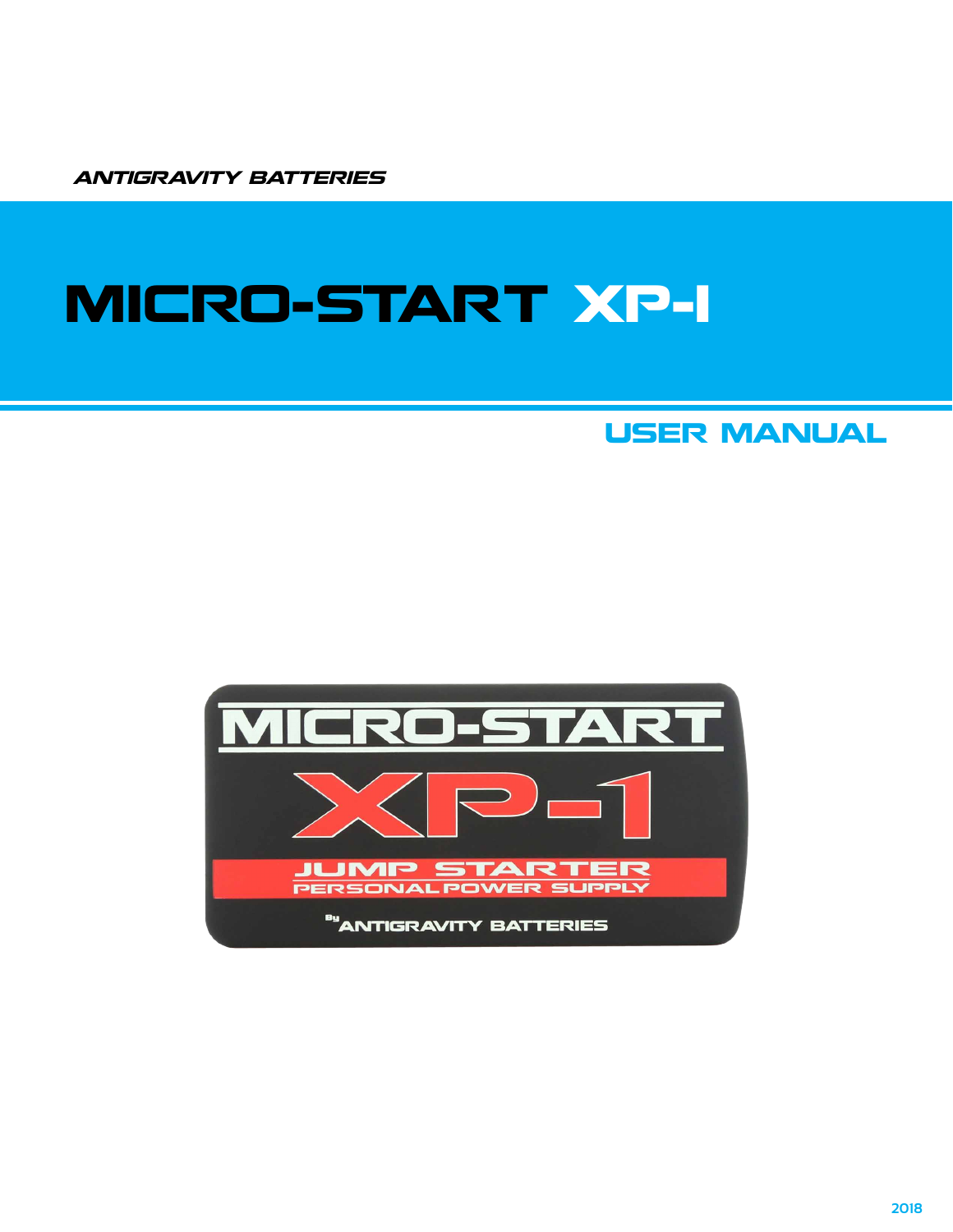ANTIGRAVITY BATTERIES

# MICRO-START XP-1

## USER MANUAL

2018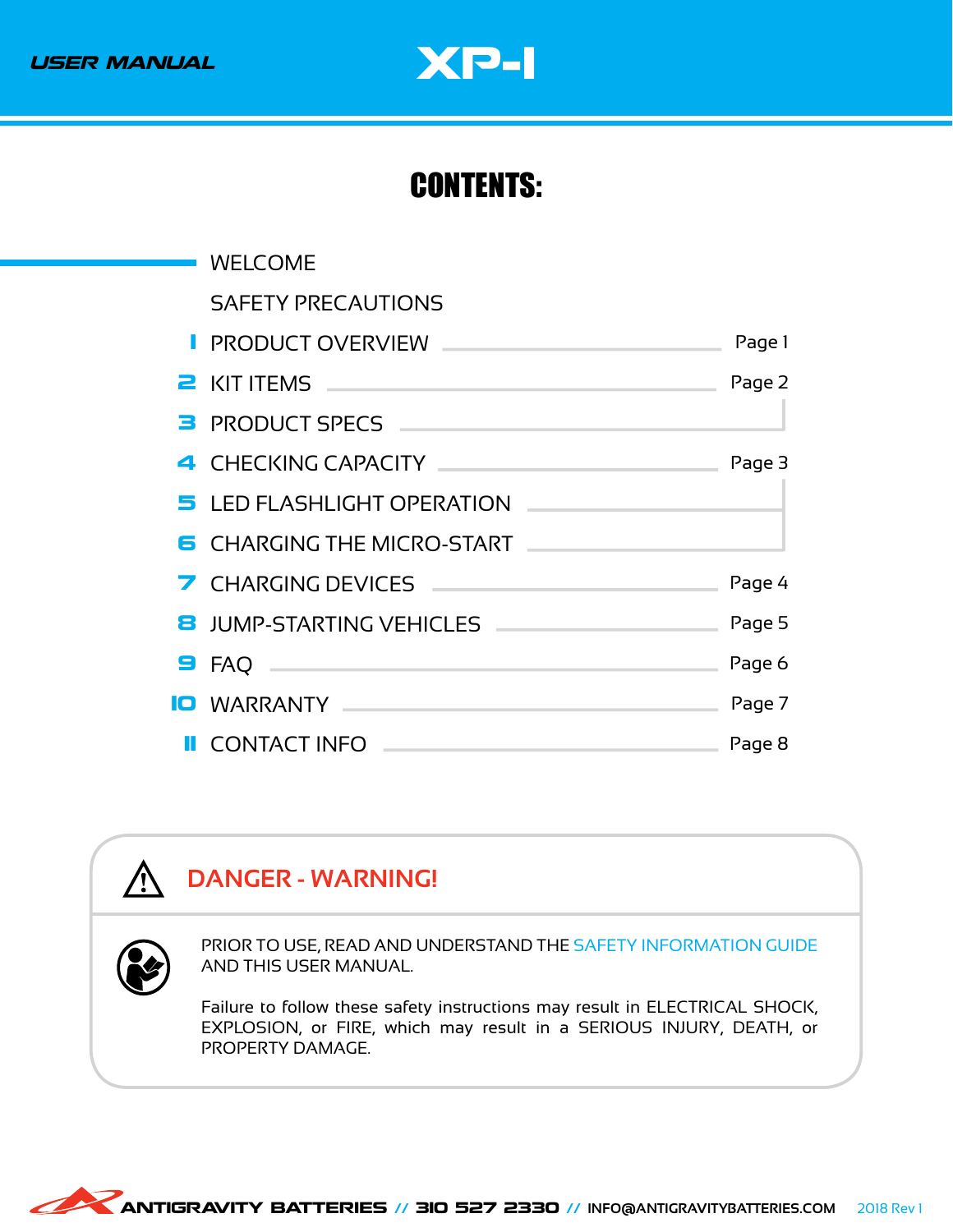# CONTENTS:

| | | |
|---|---|---|
| | WELCOME | |
| | SAFETY PRECAUTIONS | |
| 1 | PRODUCT OVERVIEW | Page 1 |
| 2 | KIT ITEMS | Page 2 |
| 3 | PRODUCT SPECS | Page 2 |
| 4 | CHECKING CAPACITY | Page 3 |
| 5 | LED FLASHLIGHT OPERATION | Page 3 |
| 6 | CHARGING THE MICRO-START | Page 3 |
| 7 | CHARGING DEVICES | Page 4 |
| 8 | JUMP-STARTING VEHICLES | Page 5 |
| 9 | FAQ | Page 6 |
| 10 | WARRANTY | Page 7 |
| 11 | CONTACT INFO | Page 8 |

## DANGER - WARNING!

PRIOR TO USE, READ AND UNDERSTAND THE SAFETY INFORMATION GUIDE AND THIS USER MANUAL.

Failure to follow these safety instructions may result in ELECTRICAL SHOCK, EXPLOSION, or FIRE, which may result in a SERIOUS INJURY, DEATH, or PROPERTY DAMAGE.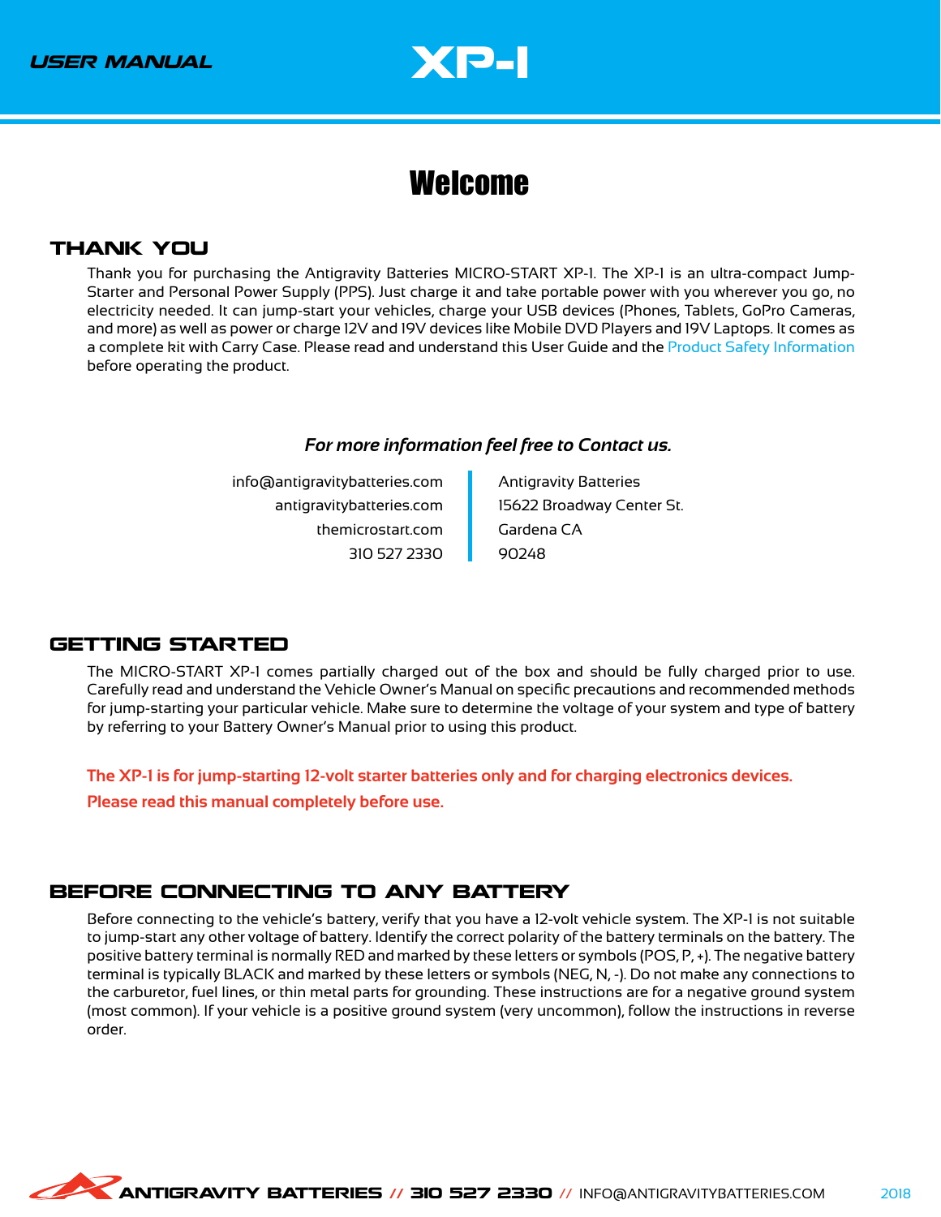# Welcome

## THANK YOU

Thank you for purchasing the Antigravity Batteries MICRO-START XP-1. The XP-1 is an ultra-compact Jump-Starter and Personal Power Supply (PPS). Just charge it and take portable power with you wherever you go, no electricity needed. It can jump-start your vehicles, charge your USB devices (Phones, Tablets, GoPro Cameras, and more) as well as power or charge 12V and 19V devices like Mobile DVD Players and 19V Laptops. It comes as a complete kit with Carry Case. Please read and understand this User Guide and the Product Safety Information before operating the product.

***For more information feel free to Contact us.***

info@antigravitybatteries.com
antigravitybatteries.com
themicrostart.com
310 527 2330

Antigravity Batteries
15622 Broadway Center St.
Gardena CA
90248

## GETTING STARTED

The MICRO-START XP-1 comes partially charged out of the box and should be fully charged prior to use. Carefully read and understand the Vehicle Owner's Manual on specific precautions and recommended methods for jump-starting your particular vehicle. Make sure to determine the voltage of your system and type of battery by referring to your Battery Owner's Manual prior to using this product.

**The XP-1 is for jump-starting 12-volt starter batteries only and for charging electronics devices.**

**Please read this manual completely before use.**

## BEFORE CONNECTING TO ANY BATTERY

Before connecting to the vehicle's battery, verify that you have a 12-volt vehicle system. The XP-1 is not suitable to jump-start any other voltage of battery. Identify the correct polarity of the battery terminals on the battery. The positive battery terminal is normally RED and marked by these letters or symbols (POS, P, +). The negative battery terminal is typically BLACK and marked by these letters or symbols (NEG, N, -). Do not make any connections to the carburetor, fuel lines, or thin metal parts for grounding. These instructions are for a negative ground system (most common). If your vehicle is a positive ground system (very uncommon), follow the instructions in reverse order.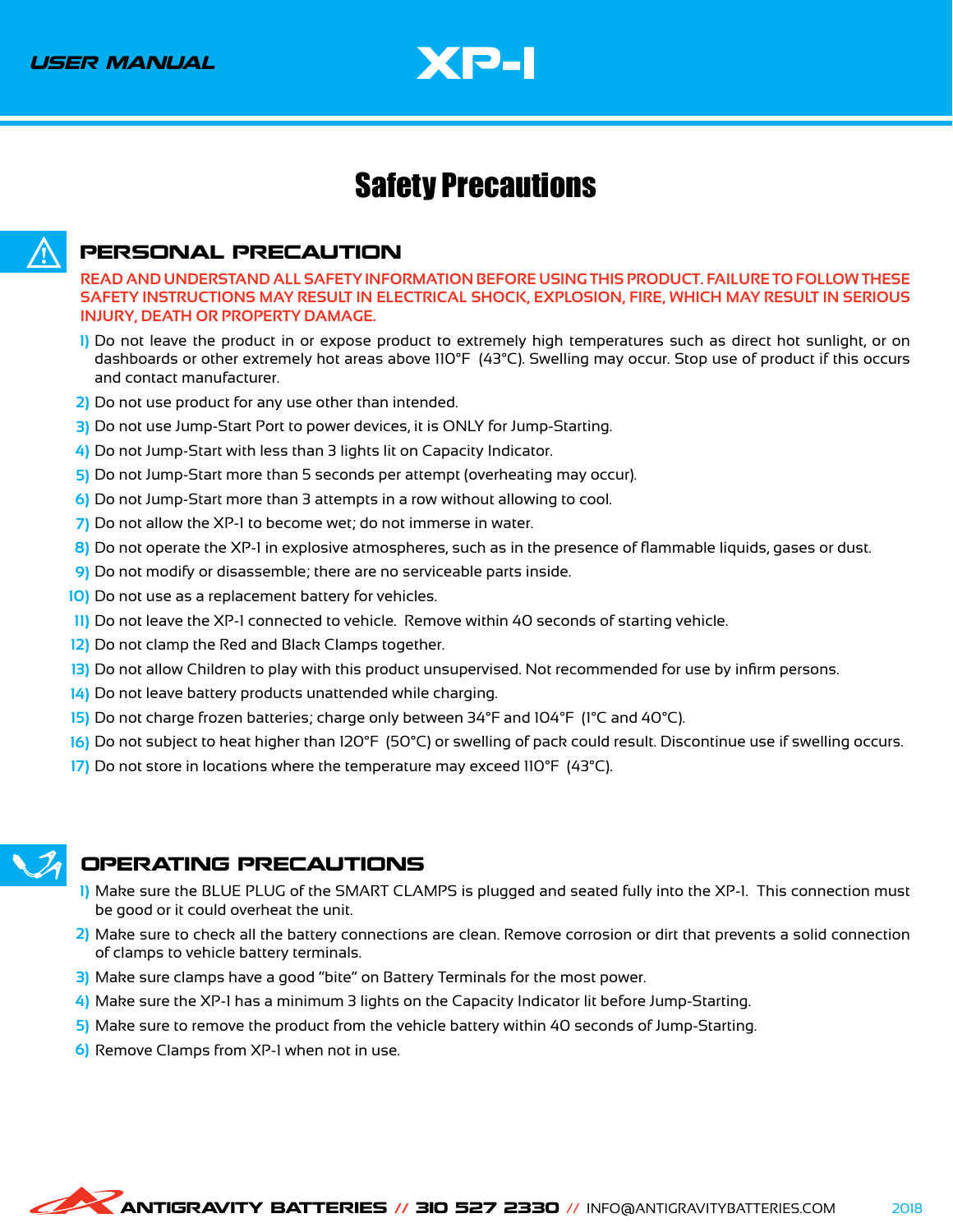# Safety Precautions

## PERSONAL PRECAUTION

**READ AND UNDERSTAND ALL SAFETY INFORMATION BEFORE USING THIS PRODUCT. FAILURE TO FOLLOW THESE SAFETY INSTRUCTIONS MAY RESULT IN ELECTRICAL SHOCK, EXPLOSION, FIRE, WHICH MAY RESULT IN SERIOUS INJURY, DEATH OR PROPERTY DAMAGE.**

1) Do not leave the product in or expose product to extremely high temperatures such as direct hot sunlight, or on dashboards or other extremely hot areas above 110°F (43°C). Swelling may occur. Stop use of product if this occurs and contact manufacturer.
2) Do not use product for any use other than intended.
3) Do not use Jump-Start Port to power devices, it is ONLY for Jump-Starting.
4) Do not Jump-Start with less than 3 lights lit on Capacity Indicator.
5) Do not Jump-Start more than 5 seconds per attempt (overheating may occur).
6) Do not Jump-Start more than 3 attempts in a row without allowing to cool.
7) Do not allow the XP-1 to become wet; do not immerse in water.
8) Do not operate the XP-1 in explosive atmospheres, such as in the presence of flammable liquids, gases or dust.
9) Do not modify or disassemble; there are no serviceable parts inside.
10) Do not use as a replacement battery for vehicles.
11) Do not leave the XP-1 connected to vehicle. Remove within 40 seconds of starting vehicle.
12) Do not clamp the Red and Black Clamps together.
13) Do not allow Children to play with this product unsupervised. Not recommended for use by infirm persons.
14) Do not leave battery products unattended while charging.
15) Do not charge frozen batteries; charge only between 34°F and 104°F (1°C and 40°C).
16) Do not subject to heat higher than 120°F (50°C) or swelling of pack could result. Discontinue use if swelling occurs.
17) Do not store in locations where the temperature may exceed 110°F (43°C).

## OPERATING PRECAUTIONS

1) Make sure the BLUE PLUG of the SMART CLAMPS is plugged and seated fully into the XP-1. This connection must be good or it could overheat the unit.
2) Make sure to check all the battery connections are clean. Remove corrosion or dirt that prevents a solid connection of clamps to vehicle battery terminals.
3) Make sure clamps have a good "bite" on Battery Terminals for the most power.
4) Make sure the XP-1 has a minimum 3 lights on the Capacity Indicator lit before Jump-Starting.
5) Make sure to remove the product from the vehicle battery within 40 seconds of Jump-Starting.
6) Remove Clamps from XP-1 when not in use.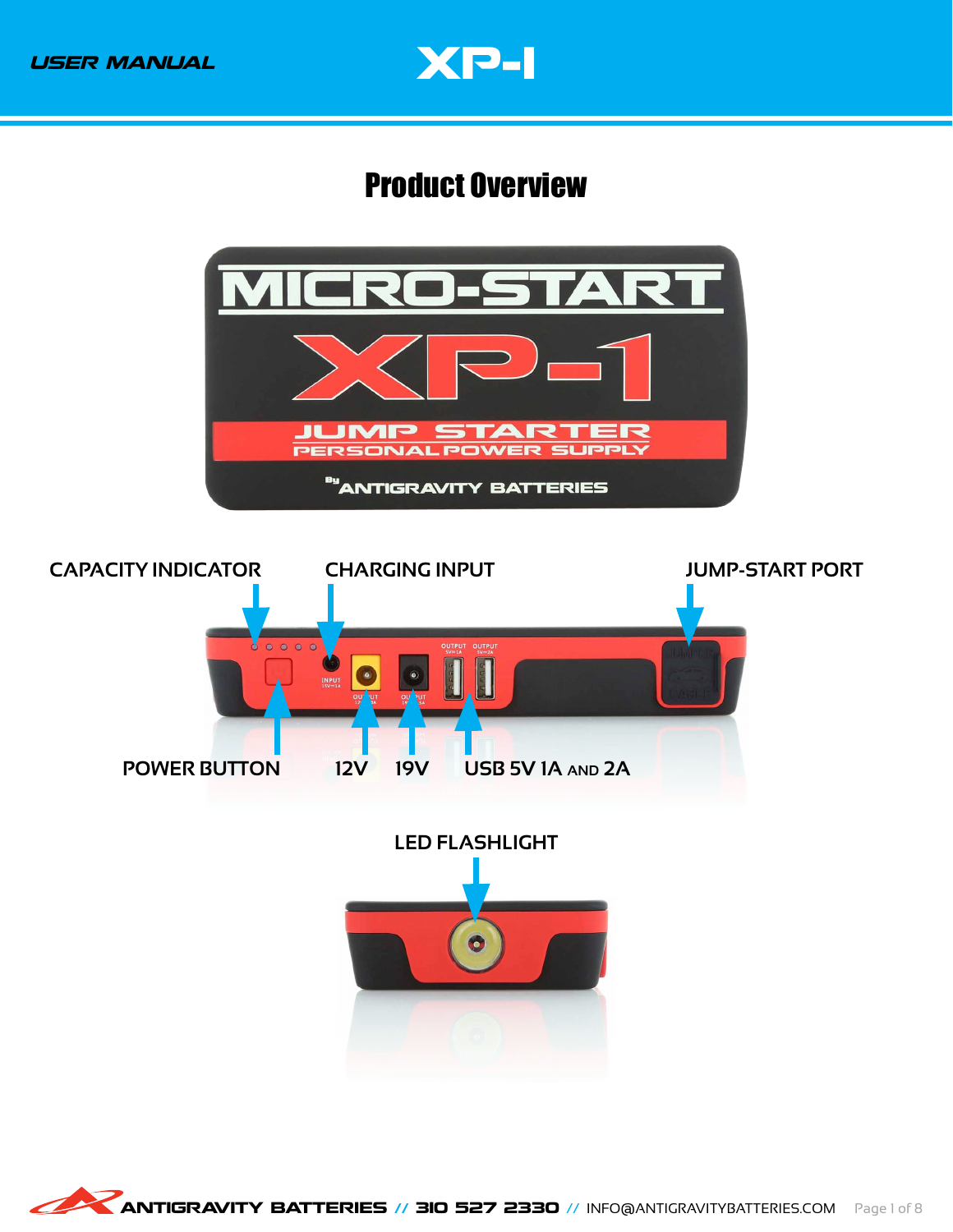# Product Overview

CAPACITY INDICATOR

CHARGING INPUT

JUMP-START PORT

POWER BUTTON

12V

19V

USB 5V 1A AND 2A

LED FLASHLIGHT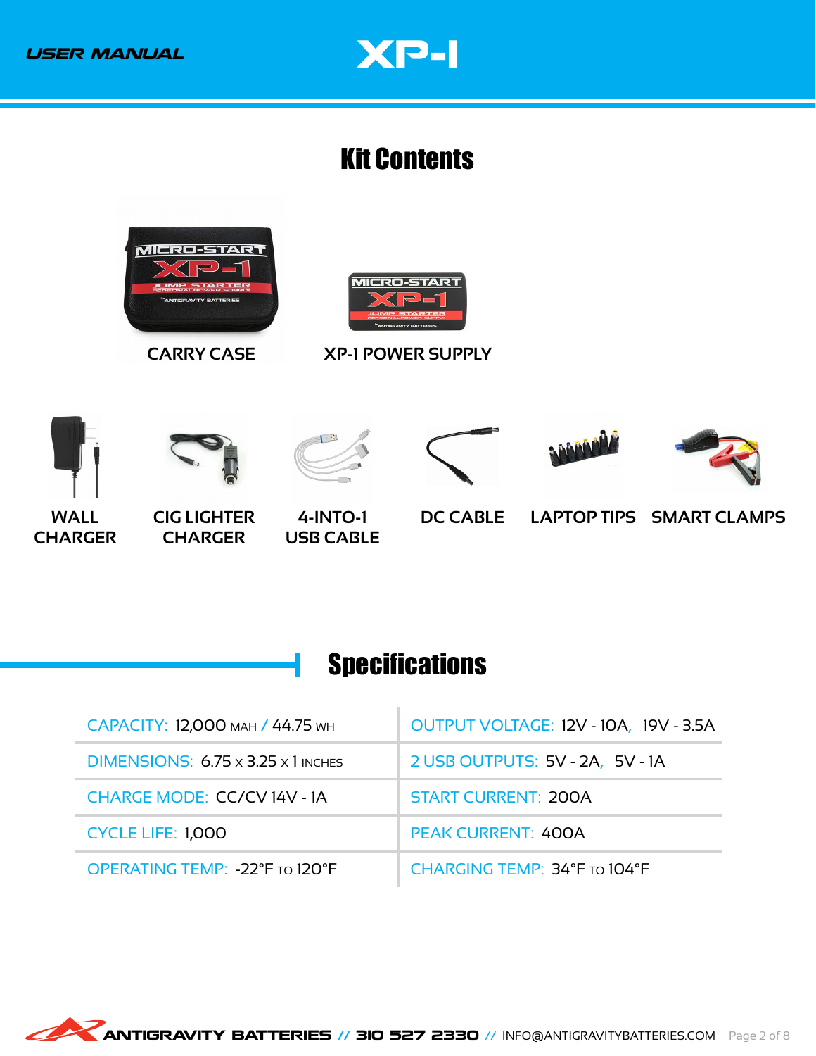## Kit Contents

CARRY CASE

XP-1 POWER SUPPLY

WALL CHARGER

CIG LIGHTER CHARGER

4-INTO-1 USB CABLE

DC CABLE

LAPTOP TIPS

SMART CLAMPS

## Specifications

| | |
|---|---|
| CAPACITY: 12,000 MAH / 44.75 WH | OUTPUT VOLTAGE: 12V - 10A, 19V - 3.5A |
| DIMENSIONS: 6.75 x 3.25 x 1 INCHES | 2 USB OUTPUTS: 5V - 2A, 5V - 1A |
| CHARGE MODE: CC/CV 14V - 1A | START CURRENT: 200A |
| CYCLE LIFE: 1,000 | PEAK CURRENT: 400A |
| OPERATING TEMP: -22°F TO 120°F | CHARGING TEMP: 34°F TO 104°F |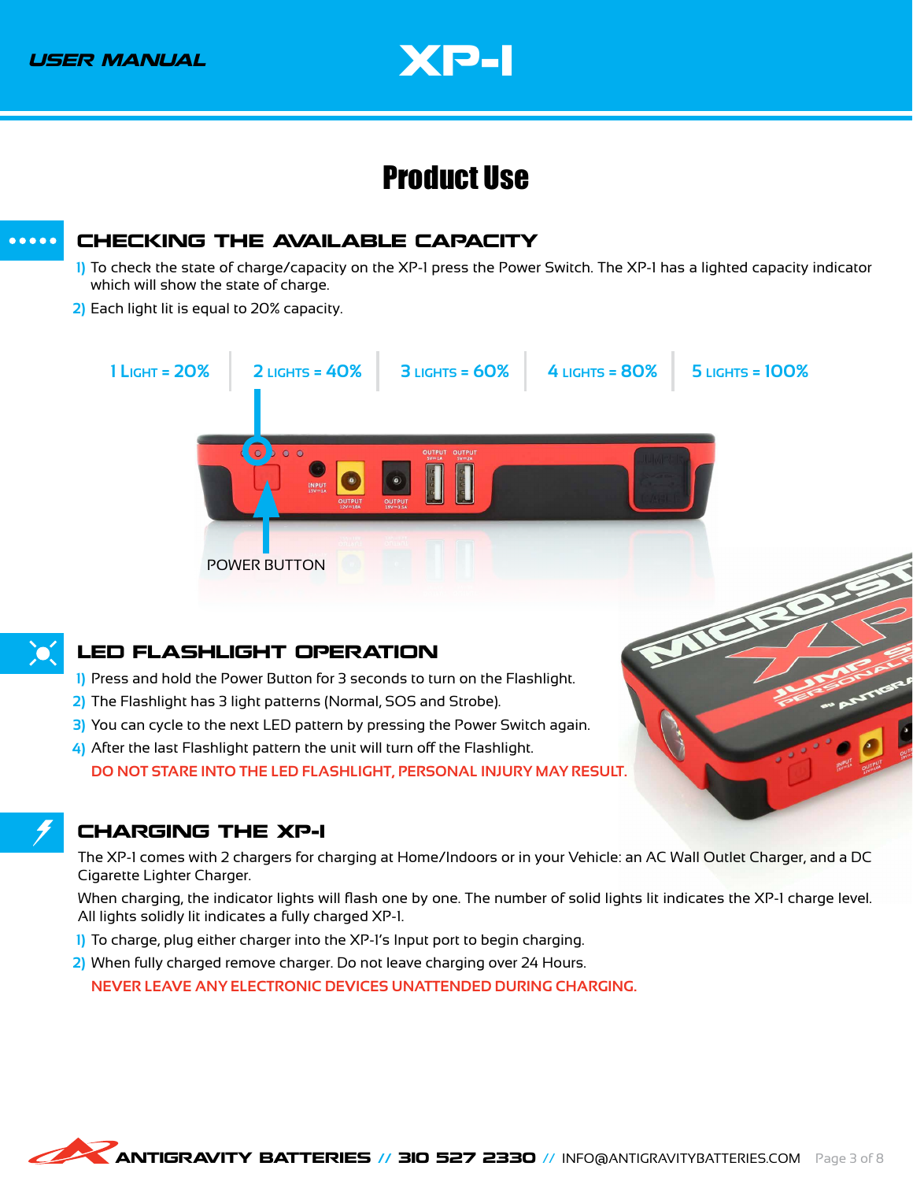# Product Use

## CHECKING THE AVAILABLE CAPACITY

1) To check the state of charge/capacity on the XP-1 press the Power Switch. The XP-1 has a lighted capacity indicator which will show the state of charge.
2) Each light lit is equal to 20% capacity.

| 1 LIGHT = 20% | 2 LIGHTS = 40% | 3 LIGHTS = 60% | 4 LIGHTS = 80% | 5 LIGHTS = 100% |
|---|---|---|---|---|

POWER BUTTON

## LED FLASHLIGHT OPERATION

1) Press and hold the Power Button for 3 seconds to turn on the Flashlight.
2) The Flashlight has 3 light patterns (Normal, SOS and Strobe).
3) You can cycle to the next LED pattern by pressing the Power Switch again.
4) After the last Flashlight pattern the unit will turn off the Flashlight.

DO NOT STARE INTO THE LED FLASHLIGHT, PERSONAL INJURY MAY RESULT.

## CHARGING THE XP-1

The XP-1 comes with 2 chargers for charging at Home/Indoors or in your Vehicle: an AC Wall Outlet Charger, and a DC Cigarette Lighter Charger.

When charging, the indicator lights will flash one by one. The number of solid lights lit indicates the XP-1 charge level. All lights solidly lit indicates a fully charged XP-1.

1) To charge, plug either charger into the XP-1's Input port to begin charging.
2) When fully charged remove charger. Do not leave charging over 24 Hours.

NEVER LEAVE ANY ELECTRONIC DEVICES UNATTENDED DURING CHARGING.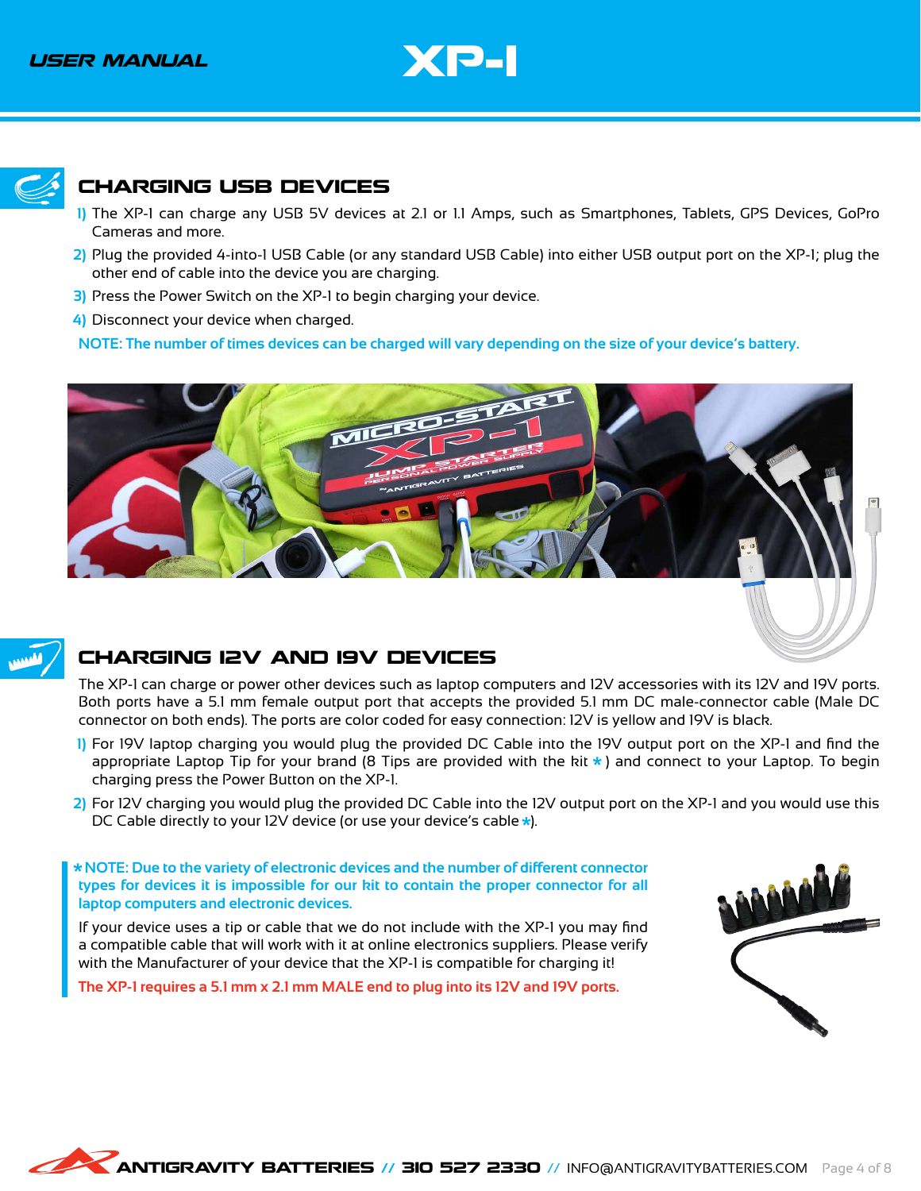## CHARGING USB DEVICES

1) The XP-1 can charge any USB 5V devices at 2.1 or 1.1 Amps, such as Smartphones, Tablets, GPS Devices, GoPro Cameras and more.
2) Plug the provided 4-into-1 USB Cable (or any standard USB Cable) into either USB output port on the XP-1; plug the other end of cable into the device you are charging.
3) Press the Power Switch on the XP-1 to begin charging your device.
4) Disconnect your device when charged.

**NOTE: The number of times devices can be charged will vary depending on the size of your device's battery.**

## CHARGING 12V AND 19V DEVICES

The XP-1 can charge or power other devices such as laptop computers and 12V accessories with its 12V and 19V ports. Both ports have a 5.1 mm female output port that accepts the provided 5.1 mm DC male-connector cable (Male DC connector on both ends). The ports are color coded for easy connection: 12V is yellow and 19V is black.

1) For 19V laptop charging you would plug the provided DC Cable into the 19V output port on the XP-1 and find the appropriate Laptop Tip for your brand (8 Tips are provided with the kit *) and connect to your Laptop. To begin charging press the Power Button on the XP-1.
2) For 12V charging you would plug the provided DC Cable into the 12V output port on the XP-1 and you would use this DC Cable directly to your 12V device (or use your device's cable *).

**\* NOTE: Due to the variety of electronic devices and the number of different connector types for devices it is impossible for our kit to contain the proper connector for all laptop computers and electronic devices.**

If your device uses a tip or cable that we do not include with the XP-1 you may find a compatible cable that will work with it at online electronics suppliers. Please verify with the Manufacturer of your device that the XP-1 is compatible for charging it!

**The XP-1 requires a 5.1 mm x 2.1 mm MALE end to plug into its 12V and 19V ports.**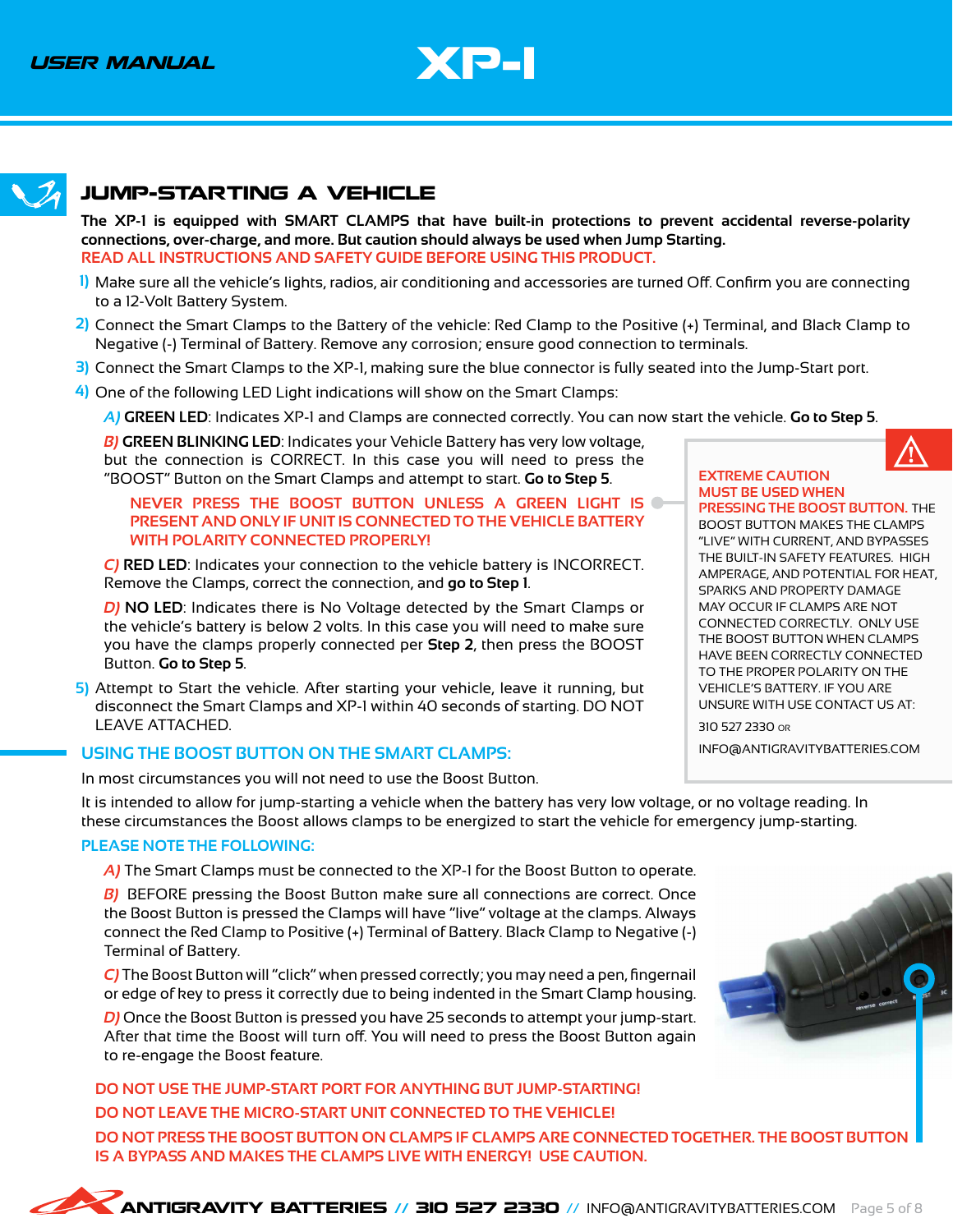## JUMP-STARTING A VEHICLE

**The XP-1 is equipped with SMART CLAMPS that have built-in protections to prevent accidental reverse-polarity connections, over-charge, and more. But caution should always be used when Jump Starting.**

READ ALL INSTRUCTIONS AND SAFETY GUIDE BEFORE USING THIS PRODUCT.

1) Make sure all the vehicle's lights, radios, air conditioning and accessories are turned Off. Confirm you are connecting to a 12-Volt Battery System.
2) Connect the Smart Clamps to the Battery of the vehicle: Red Clamp to the Positive (+) Terminal, and Black Clamp to Negative (-) Terminal of Battery. Remove any corrosion; ensure good connection to terminals.
3) Connect the Smart Clamps to the XP-1, making sure the blue connector is fully seated into the Jump-Start port.
4) One of the following LED Light indications will show on the Smart Clamps:

   *A)* **GREEN LED**: Indicates XP-1 and Clamps are connected correctly. You can now start the vehicle. **Go to Step 5**.

   *B)* **GREEN BLINKING LED**: Indicates your Vehicle Battery has very low voltage, but the connection is CORRECT. In this case you will need to press the "BOOST" Button on the Smart Clamps and attempt to start. **Go to Step 5**.

   NEVER PRESS THE BOOST BUTTON UNLESS A GREEN LIGHT IS PRESENT AND ONLY IF UNIT IS CONNECTED TO THE VEHICLE BATTERY WITH POLARITY CONNECTED PROPERLY!

   *C)* **RED LED**: Indicates your connection to the vehicle battery is INCORRECT. Remove the Clamps, correct the connection, and **go to Step 1**.

   *D)* **NO LED**: Indicates there is No Voltage detected by the Smart Clamps or the vehicle's battery is below 2 volts. In this case you will need to make sure you have the clamps properly connected per **Step 2**, then press the BOOST Button. **Go to Step 5**.

5) Attempt to Start the vehicle. After starting your vehicle, leave it running, but disconnect the Smart Clamps and XP-1 within 40 seconds of starting. DO NOT LEAVE ATTACHED.

**EXTREME CAUTION MUST BE USED WHEN PRESSING THE BOOST BUTTON.** THE BOOST BUTTON MAKES THE CLAMPS "LIVE" WITH CURRENT, AND BYPASSES THE BUILT-IN SAFETY FEATURES. HIGH AMPERAGE, AND POTENTIAL FOR HEAT, SPARKS AND PROPERTY DAMAGE MAY OCCUR IF CLAMPS ARE NOT CONNECTED CORRECTLY. ONLY USE THE BOOST BUTTON WHEN CLAMPS HAVE BEEN CORRECTLY CONNECTED TO THE PROPER POLARITY ON THE VEHICLE'S BATTERY. IF YOU ARE UNSURE WITH USE CONTACT US AT:

310 527 2330 OR

INFO@ANTIGRAVITYBATTERIES.COM

### USING THE BOOST BUTTON ON THE SMART CLAMPS:

In most circumstances you will not need to use the Boost Button.

It is intended to allow for jump-starting a vehicle when the battery has very low voltage, or no voltage reading. In these circumstances the Boost allows clamps to be energized to start the vehicle for emergency jump-starting.

**PLEASE NOTE THE FOLLOWING:**

*A)* The Smart Clamps must be connected to the XP-1 for the Boost Button to operate.

*B)* BEFORE pressing the Boost Button make sure all connections are correct. Once the Boost Button is pressed the Clamps will have "live" voltage at the clamps. Always connect the Red Clamp to Positive (+) Terminal of Battery. Black Clamp to Negative (-) Terminal of Battery.

*C)* The Boost Button will "click" when pressed correctly; you may need a pen, fingernail or edge of key to press it correctly due to being indented in the Smart Clamp housing.

*D)* Once the Boost Button is pressed you have 25 seconds to attempt your jump-start. After that time the Boost will turn off. You will need to press the Boost Button again to re-engage the Boost feature.

DO NOT USE THE JUMP-START PORT FOR ANYTHING BUT JUMP-STARTING!

DO NOT LEAVE THE MICRO-START UNIT CONNECTED TO THE VEHICLE!

DO NOT PRESS THE BOOST BUTTON ON CLAMPS IF CLAMPS ARE CONNECTED TOGETHER. THE BOOST BUTTON IS A BYPASS AND MAKES THE CLAMPS LIVE WITH ENERGY! USE CAUTION.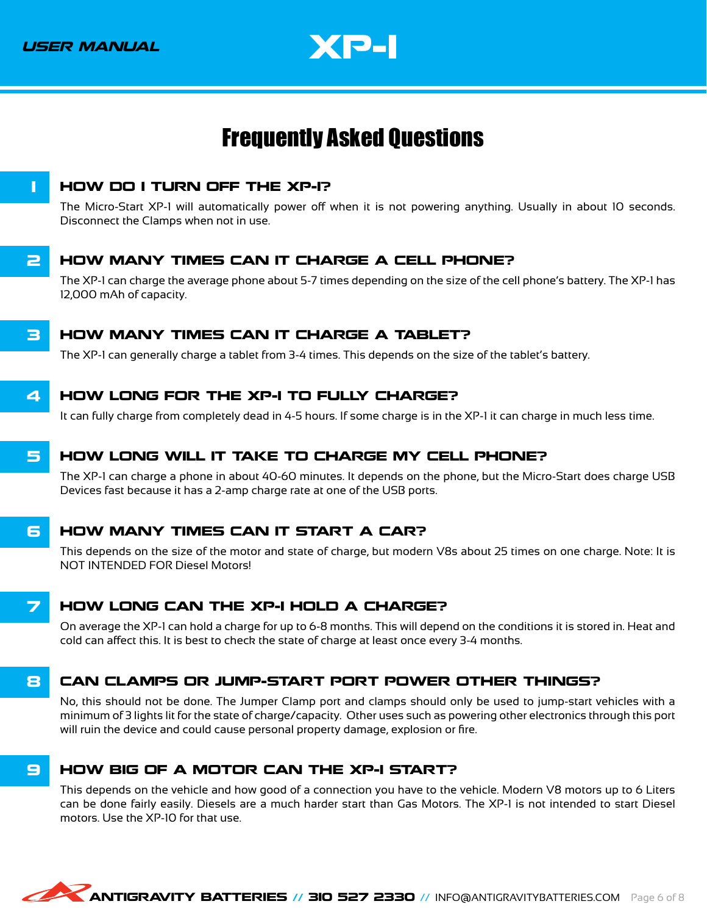# Frequently Asked Questions

## 1 HOW DO I TURN OFF THE XP-1?

The Micro-Start XP-1 will automatically power off when it is not powering anything. Usually in about 10 seconds. Disconnect the Clamps when not in use.

## 2 HOW MANY TIMES CAN IT CHARGE A CELL PHONE?

The XP-1 can charge the average phone about 5-7 times depending on the size of the cell phone's battery. The XP-1 has 12,000 mAh of capacity.

## 3 HOW MANY TIMES CAN IT CHARGE A TABLET?

The XP-1 can generally charge a tablet from 3-4 times. This depends on the size of the tablet's battery.

## 4 HOW LONG FOR THE XP-1 TO FULLY CHARGE?

It can fully charge from completely dead in 4-5 hours. If some charge is in the XP-1 it can charge in much less time.

## 5 HOW LONG WILL IT TAKE TO CHARGE MY CELL PHONE?

The XP-1 can charge a phone in about 40-60 minutes. It depends on the phone, but the Micro-Start does charge USB Devices fast because it has a 2-amp charge rate at one of the USB ports.

## 6 HOW MANY TIMES CAN IT START A CAR?

This depends on the size of the motor and state of charge, but modern V8s about 25 times on one charge. Note: It is NOT INTENDED FOR Diesel Motors!

## 7 HOW LONG CAN THE XP-1 HOLD A CHARGE?

On average the XP-1 can hold a charge for up to 6-8 months. This will depend on the conditions it is stored in. Heat and cold can affect this. It is best to check the state of charge at least once every 3-4 months.

## 8 CAN CLAMPS OR JUMP-START PORT POWER OTHER THINGS?

No, this should not be done. The Jumper Clamp port and clamps should only be used to jump-start vehicles with a minimum of 3 lights lit for the state of charge/capacity. Other uses such as powering other electronics through this port will ruin the device and could cause personal property damage, explosion or fire.

## 9 HOW BIG OF A MOTOR CAN THE XP-1 START?

This depends on the vehicle and how good of a connection you have to the vehicle. Modern V8 motors up to 6 Liters can be done fairly easily. Diesels are a much harder start than Gas Motors. The XP-1 is not intended to start Diesel motors. Use the XP-10 for that use.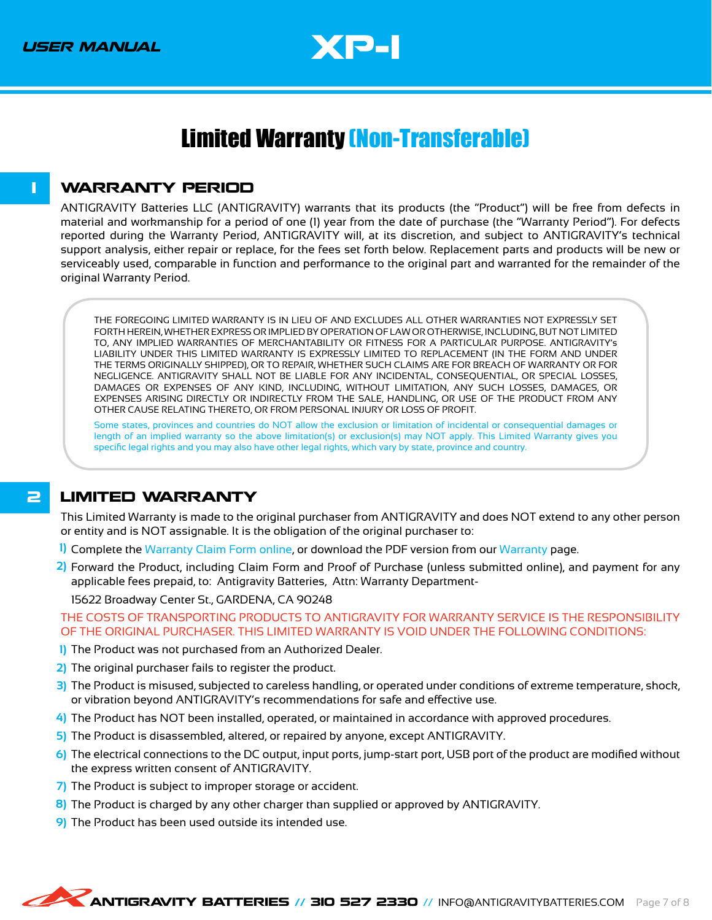# Limited Warranty (Non-Transferable)

## 1 WARRANTY PERIOD

ANTIGRAVITY Batteries LLC (ANTIGRAVITY) warrants that its products (the "Product") will be free from defects in material and workmanship for a period of one (1) year from the date of purchase (the "Warranty Period"). For defects reported during the Warranty Period, ANTIGRAVITY will, at its discretion, and subject to ANTIGRAVITY's technical support analysis, either repair or replace, for the fees set forth below. Replacement parts and products will be new or serviceably used, comparable in function and performance to the original part and warranted for the remainder of the original Warranty Period.

THE FOREGOING LIMITED WARRANTY IS IN LIEU OF AND EXCLUDES ALL OTHER WARRANTIES NOT EXPRESSLY SET FORTH HEREIN, WHETHER EXPRESS OR IMPLIED BY OPERATION OF LAW OR OTHERWISE, INCLUDING, BUT NOT LIMITED TO, ANY IMPLIED WARRANTIES OF MERCHANTABILITY OR FITNESS FOR A PARTICULAR PURPOSE. ANTIGRAVITY's LIABILITY UNDER THIS LIMITED WARRANTY IS EXPRESSLY LIMITED TO REPLACEMENT (IN THE FORM AND UNDER THE TERMS ORIGINALLY SHIPPED), OR TO REPAIR, WHETHER SUCH CLAIMS ARE FOR BREACH OF WARRANTY OR FOR NEGLIGENCE. ANTIGRAVITY SHALL NOT BE LIABLE FOR ANY INCIDENTAL, CONSEQUENTIAL, OR SPECIAL LOSSES, DAMAGES OR EXPENSES OF ANY KIND, INCLUDING, WITHOUT LIMITATION, ANY SUCH LOSSES, DAMAGES, OR EXPENSES ARISING DIRECTLY OR INDIRECTLY FROM THE SALE, HANDLING, OR USE OF THE PRODUCT FROM ANY OTHER CAUSE RELATING THERETO, OR FROM PERSONAL INJURY OR LOSS OF PROFIT.

Some states, provinces and countries do NOT allow the exclusion or limitation of incidental or consequential damages or length of an implied warranty so the above limitation(s) or exclusion(s) may NOT apply. This Limited Warranty gives you specific legal rights and you may also have other legal rights, which vary by state, province and country.

## 2 LIMITED WARRANTY

This Limited Warranty is made to the original purchaser from ANTIGRAVITY and does NOT extend to any other person or entity and is NOT assignable. It is the obligation of the original purchaser to:

1) Complete the Warranty Claim Form online, or download the PDF version from our Warranty page.
2) Forward the Product, including Claim Form and Proof of Purchase (unless submitted online), and payment for any applicable fees prepaid, to: Antigravity Batteries, Attn: Warranty Department-
   15622 Broadway Center St., GARDENA, CA 90248

THE COSTS OF TRANSPORTING PRODUCTS TO ANTIGRAVITY FOR WARRANTY SERVICE IS THE RESPONSIBILITY OF THE ORIGINAL PURCHASER. THIS LIMITED WARRANTY IS VOID UNDER THE FOLLOWING CONDITIONS:

1) The Product was not purchased from an Authorized Dealer.
2) The original purchaser fails to register the product.
3) The Product is misused, subjected to careless handling, or operated under conditions of extreme temperature, shock, or vibration beyond ANTIGRAVITY's recommendations for safe and effective use.
4) The Product has NOT been installed, operated, or maintained in accordance with approved procedures.
5) The Product is disassembled, altered, or repaired by anyone, except ANTIGRAVITY.
6) The electrical connections to the DC output, input ports, jump-start port, USB port of the product are modified without the express written consent of ANTIGRAVITY.
7) The Product is subject to improper storage or accident.
8) The Product is charged by any other charger than supplied or approved by ANTIGRAVITY.
9) The Product has been used outside its intended use.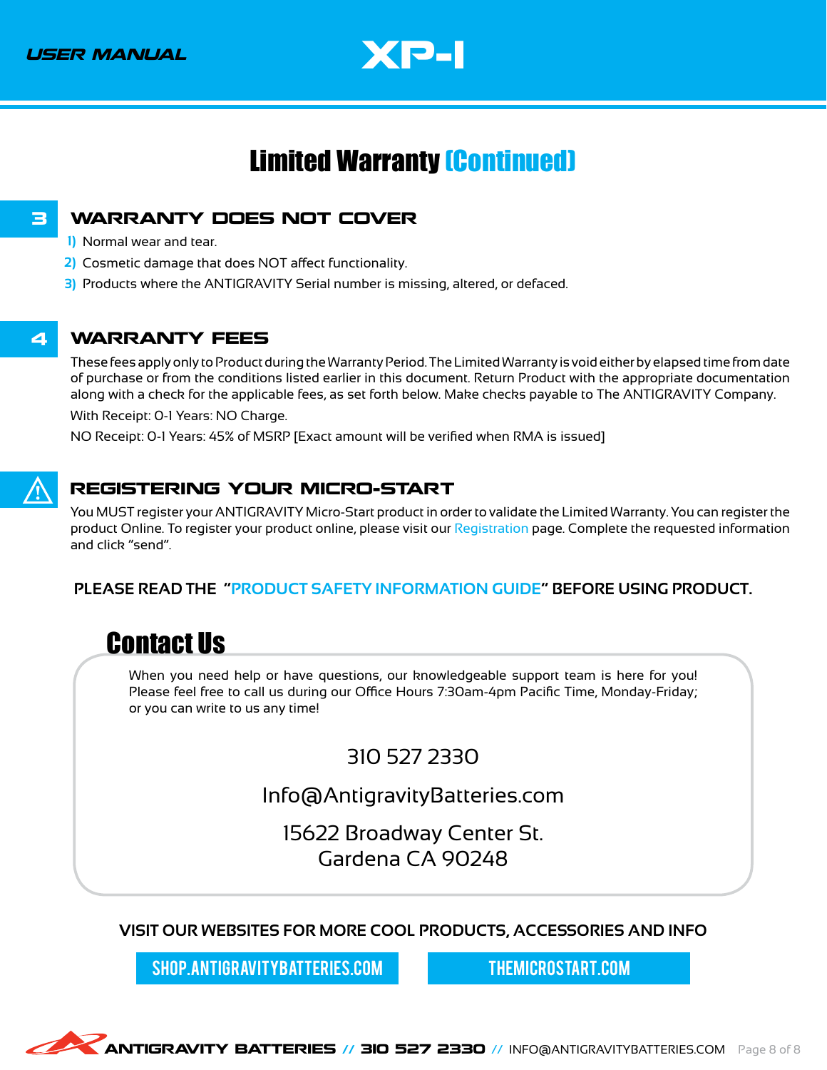# Limited Warranty (Continued)

## 3 WARRANTY DOES NOT COVER

1) Normal wear and tear.
2) Cosmetic damage that does NOT affect functionality.
3) Products where the ANTIGRAVITY Serial number is missing, altered, or defaced.

## 4 WARRANTY FEES

These fees apply only to Product during the Warranty Period. The Limited Warranty is void either by elapsed time from date of purchase or from the conditions listed earlier in this document. Return Product with the appropriate documentation along with a check for the applicable fees, as set forth below. Make checks payable to The ANTIGRAVITY Company.

With Receipt: 0-1 Years: NO Charge.

NO Receipt: 0-1 Years: 45% of MSRP [Exact amount will be verified when RMA is issued]

## REGISTERING YOUR MICRO-START

You MUST register your ANTIGRAVITY Micro-Start product in order to validate the Limited Warranty. You can register the product Online. To register your product online, please visit our Registration page. Complete the requested information and click "send".

**PLEASE READ THE "PRODUCT SAFETY INFORMATION GUIDE" BEFORE USING PRODUCT.**

# Contact Us

When you need help or have questions, our knowledgeable support team is here for you! Please feel free to call us during our Office Hours 7:30am-4pm Pacific Time, Monday-Friday; or you can write to us any time!

310 527 2330

Info@AntigravityBatteries.com

15622 Broadway Center St.
Gardena CA 90248

**VISIT OUR WEBSITES FOR MORE COOL PRODUCTS, ACCESSORIES AND INFO**

SHOP.ANTIGRAVITYBATTERIES.COM

THEMICROSTART.COM